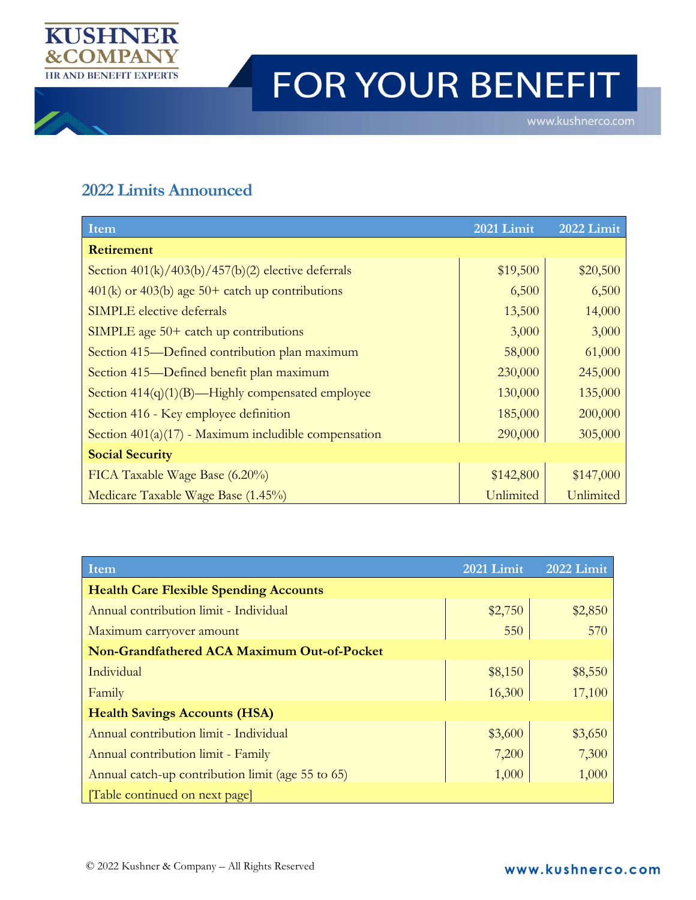KUSHNER &COMPANY
HR AND BENEFIT EXPERTS

# FOR YOUR BENEFIT

www.kushnerco.com

## 2022 Limits Announced

| Item | 2021 Limit | 2022 Limit |
|---|---|---|
| **Retirement** | | |
| Section 401(k)/403(b)/457(b)(2) elective deferrals | $19,500 | $20,500 |
| 401(k) or 403(b) age 50+ catch up contributions | 6,500 | 6,500 |
| SIMPLE elective deferrals | 13,500 | 14,000 |
| SIMPLE age 50+ catch up contributions | 3,000 | 3,000 |
| Section 415—Defined contribution plan maximum | 58,000 | 61,000 |
| Section 415—Defined benefit plan maximum | 230,000 | 245,000 |
| Section 414(q)(1)(B)—Highly compensated employee | 130,000 | 135,000 |
| Section 416 - Key employee definition | 185,000 | 200,000 |
| Section 401(a)(17) - Maximum includible compensation | 290,000 | 305,000 |
| **Social Security** | | |
| FICA Taxable Wage Base (6.20%) | $142,800 | $147,000 |
| Medicare Taxable Wage Base (1.45%) | Unlimited | Unlimited |

| Item | 2021 Limit | 2022 Limit |
|---|---|---|
| **Health Care Flexible Spending Accounts** | | |
| Annual contribution limit - Individual | $2,750 | $2,850 |
| Maximum carryover amount | 550 | 570 |
| **Non-Grandfathered ACA Maximum Out-of-Pocket** | | |
| Individual | $8,150 | $8,550 |
| Family | 16,300 | 17,100 |
| **Health Savings Accounts (HSA)** | | |
| Annual contribution limit - Individual | $3,600 | $3,650 |
| Annual contribution limit - Family | 7,200 | 7,300 |
| Annual catch-up contribution limit (age 55 to 65) | 1,000 | 1,000 |
| [Table continued on next page] | | |

© 2022 Kushner & Company – All Rights Reserved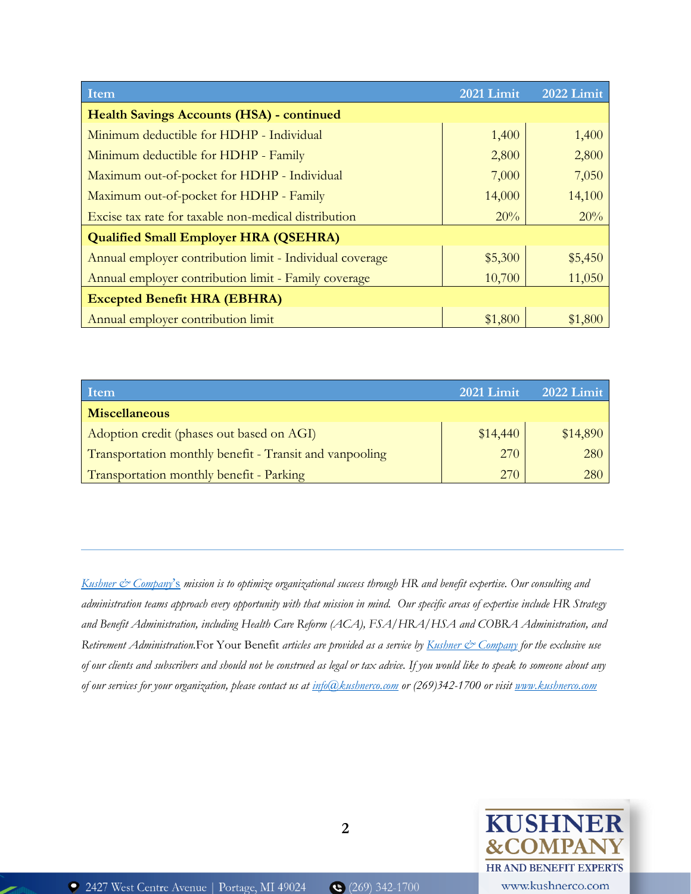| Item | 2021 Limit | 2022 Limit |
|---|---|---|
| **Health Savings Accounts (HSA) - continued** | | |
| Minimum deductible for HDHP - Individual | 1,400 | 1,400 |
| Minimum deductible for HDHP - Family | 2,800 | 2,800 |
| Maximum out-of-pocket for HDHP - Individual | 7,000 | 7,050 |
| Maximum out-of-pocket for HDHP - Family | 14,000 | 14,100 |
| Excise tax rate for taxable non-medical distribution | 20% | 20% |
| **Qualified Small Employer HRA (QSEHRA)** | | |
| Annual employer contribution limit - Individual coverage | $5,300 | $5,450 |
| Annual employer contribution limit - Family coverage | 10,700 | 11,050 |
| **Excepted Benefit HRA (EBHRA)** | | |
| Annual employer contribution limit | $1,800 | $1,800 |

| Item | 2021 Limit | 2022 Limit |
|---|---|---|
| **Miscellaneous** | | |
| Adoption credit (phases out based on AGI) | $14,440 | $14,890 |
| Transportation monthly benefit - Transit and vanpooling | 270 | 280 |
| Transportation monthly benefit - Parking | 270 | 280 |

---

*Kushner & Company's mission is to optimize organizational success through HR and benefit expertise. Our consulting and administration teams approach every opportunity with that mission in mind. Our specific areas of expertise include HR Strategy and Benefit Administration, including Health Care Reform (ACA), FSA/HRA/HSA and COBRA Administration, and Retirement Administration.* For Your Benefit *articles are provided as a service by Kushner & Company for the exclusive use of our clients and subscribers and should not be construed as legal or tax advice. If you would like to speak to someone about any of our services for your organization, please contact us at info@kushnerco.com or (269)342-1700 or visit www.kushnerco.com*

KUSHNER &COMPANY
HR AND BENEFIT EXPERTS
www.kushnerco.com

2427 West Centre Avenue | Portage, MI 49024 (269) 342-1700